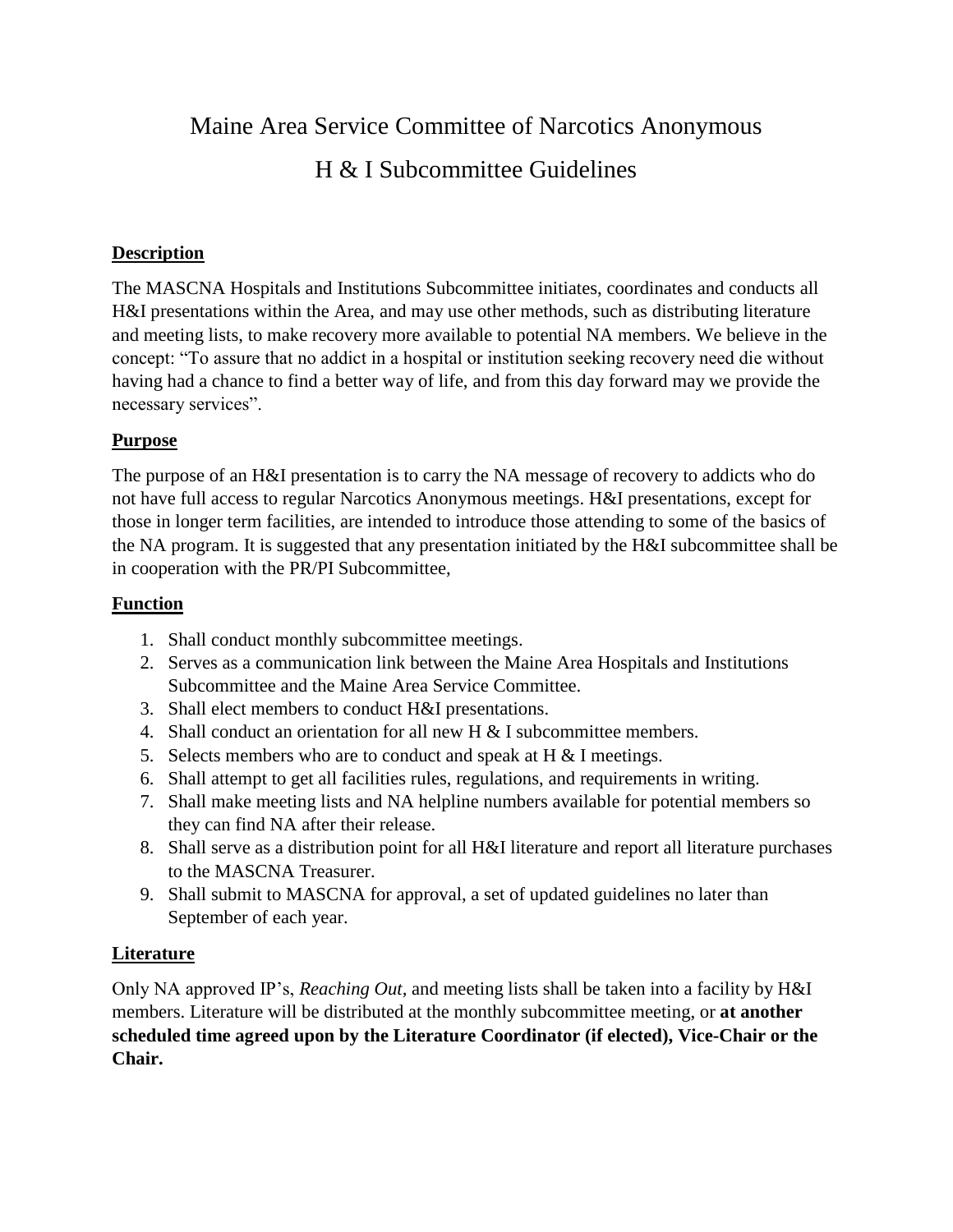# Maine Area Service Committee of Narcotics Anonymous

# H & I Subcommittee Guidelines

## Description

The MASCNA Hospitals and Institutions Subcommittee initiates, coordinates and conducts all H&I presentations within the Area, and may use other methods, such as distributing literature and meeting lists, to make recovery more available to potential NA members. We believe in the concept: "To assure that no addict in a hospital or institution seeking recovery need die without having had a chance to find a better way of life, and from this day forward may we provide the necessary services".

## Purpose

The purpose of an H&I presentation is to carry the NA message of recovery to addicts who do not have full access to regular Narcotics Anonymous meetings. H&I presentations, except for those in longer term facilities, are intended to introduce those attending to some of the basics of the NA program. It is suggested that any presentation initiated by the H&I subcommittee shall be in cooperation with the PR/PI Subcommittee,

## Function

1. Shall conduct monthly subcommittee meetings.
2. Serves as a communication link between the Maine Area Hospitals and Institutions Subcommittee and the Maine Area Service Committee.
3. Shall elect members to conduct H&I presentations.
4. Shall conduct an orientation for all new H & I subcommittee members.
5. Selects members who are to conduct and speak at H & I meetings.
6. Shall attempt to get all facilities rules, regulations, and requirements in writing.
7. Shall make meeting lists and NA helpline numbers available for potential members so they can find NA after their release.
8. Shall serve as a distribution point for all H&I literature and report all literature purchases to the MASCNA Treasurer.
9. Shall submit to MASCNA for approval, a set of updated guidelines no later than September of each year.

## Literature

Only NA approved IP's, *Reaching Out,* and meeting lists shall be taken into a facility by H&I members. Literature will be distributed at the monthly subcommittee meeting, or **at another scheduled time agreed upon by the Literature Coordinator (if elected), Vice-Chair or the Chair.**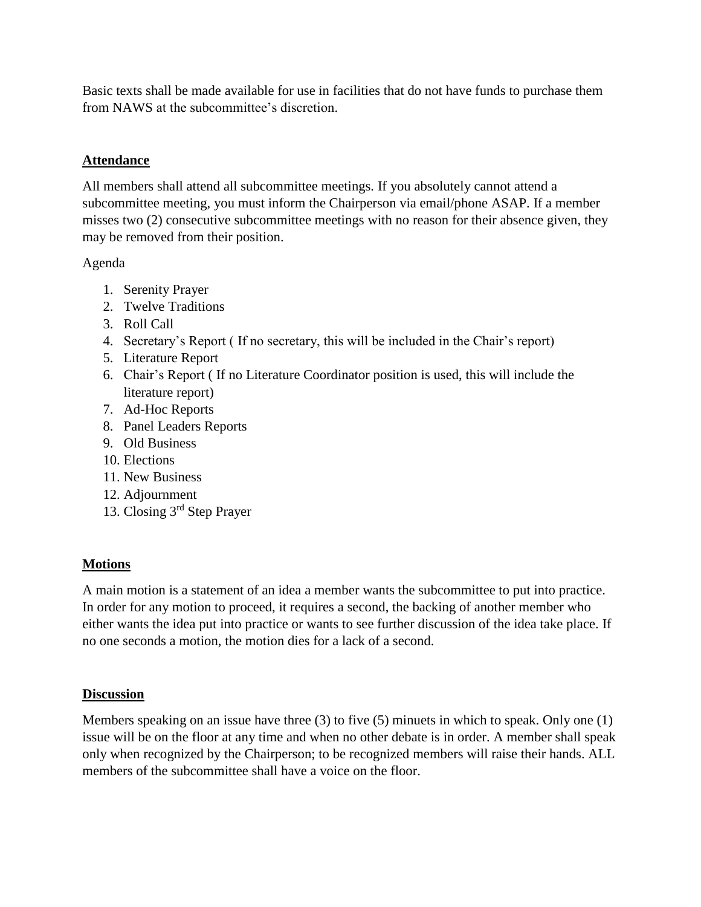Basic texts shall be made available for use in facilities that do not have funds to purchase them from NAWS at the subcommittee's discretion.

## Attendance

All members shall attend all subcommittee meetings. If you absolutely cannot attend a subcommittee meeting, you must inform the Chairperson via email/phone ASAP. If a member misses two (2) consecutive subcommittee meetings with no reason for their absence given, they may be removed from their position.

Agenda

1. Serenity Prayer
2. Twelve Traditions
3. Roll Call
4. Secretary's Report ( If no secretary, this will be included in the Chair's report)
5. Literature Report
6. Chair's Report ( If no Literature Coordinator position is used, this will include the literature report)
7. Ad-Hoc Reports
8. Panel Leaders Reports
9. Old Business
10. Elections
11. New Business
12. Adjournment
13. Closing 3rd Step Prayer

## Motions

A main motion is a statement of an idea a member wants the subcommittee to put into practice. In order for any motion to proceed, it requires a second, the backing of another member who either wants the idea put into practice or wants to see further discussion of the idea take place. If no one seconds a motion, the motion dies for a lack of a second.

## Discussion

Members speaking on an issue have three (3) to five (5) minuets in which to speak. Only one (1) issue will be on the floor at any time and when no other debate is in order. A member shall speak only when recognized by the Chairperson; to be recognized members will raise their hands. ALL members of the subcommittee shall have a voice on the floor.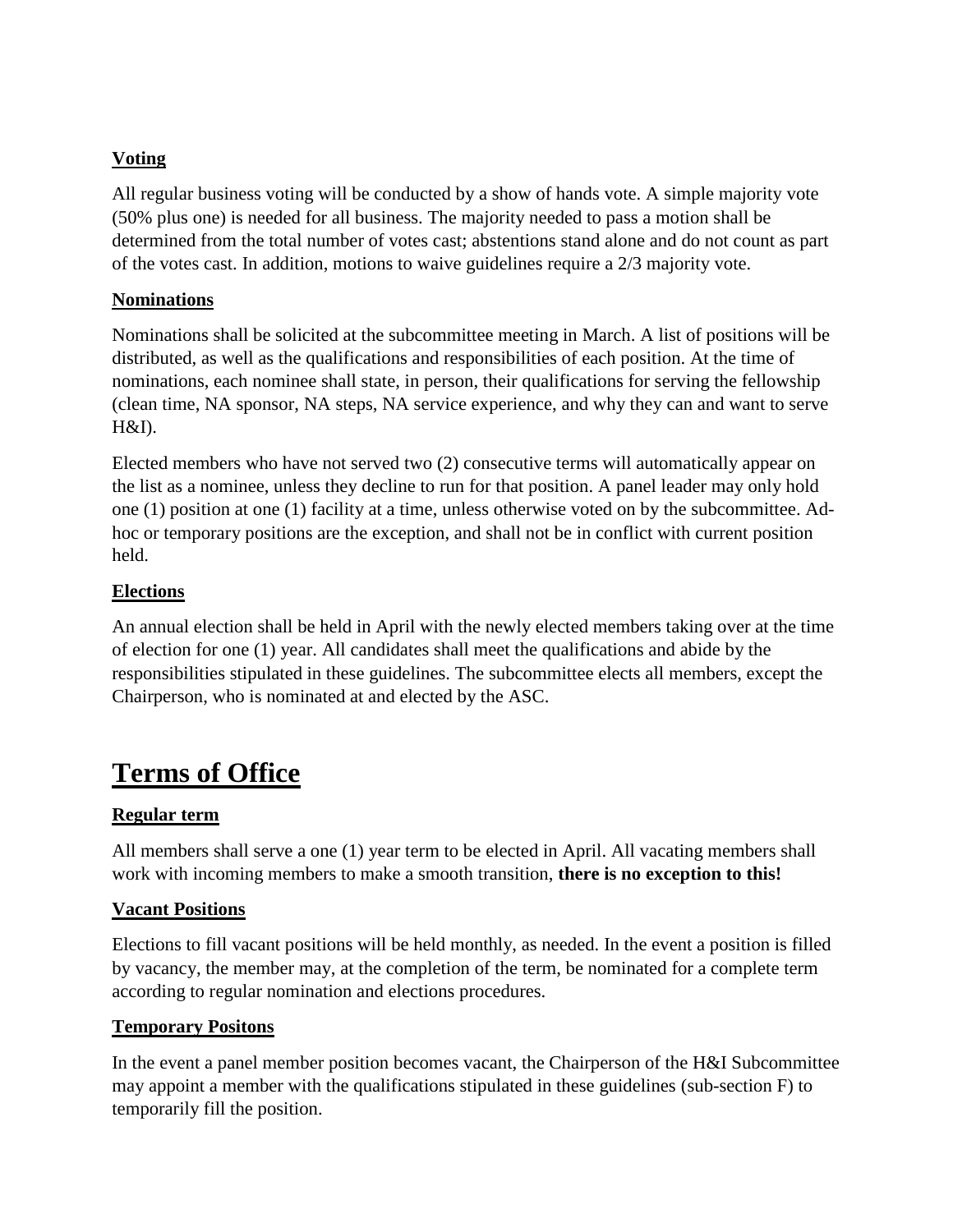**Voting**

All regular business voting will be conducted by a show of hands vote. A simple majority vote (50% plus one) is needed for all business. The majority needed to pass a motion shall be determined from the total number of votes cast; abstentions stand alone and do not count as part of the votes cast. In addition, motions to waive guidelines require a 2/3 majority vote.

**Nominations**

Nominations shall be solicited at the subcommittee meeting in March. A list of positions will be distributed, as well as the qualifications and responsibilities of each position. At the time of nominations, each nominee shall state, in person, their qualifications for serving the fellowship (clean time, NA sponsor, NA steps, NA service experience, and why they can and want to serve H&I).

Elected members who have not served two (2) consecutive terms will automatically appear on the list as a nominee, unless they decline to run for that position. A panel leader may only hold one (1) position at one (1) facility at a time, unless otherwise voted on by the subcommittee. Ad-hoc or temporary positions are the exception, and shall not be in conflict with current position held.

**Elections**

An annual election shall be held in April with the newly elected members taking over at the time of election for one (1) year. All candidates shall meet the qualifications and abide by the responsibilities stipulated in these guidelines. The subcommittee elects all members, except the Chairperson, who is nominated at and elected by the ASC.

# Terms of Office

**Regular term**

All members shall serve a one (1) year term to be elected in April. All vacating members shall work with incoming members to make a smooth transition, **there is no exception to this!**

**Vacant Positions**

Elections to fill vacant positions will be held monthly, as needed. In the event a position is filled by vacancy, the member may, at the completion of the term, be nominated for a complete term according to regular nomination and elections procedures.

**Temporary Positons**

In the event a panel member position becomes vacant, the Chairperson of the H&I Subcommittee may appoint a member with the qualifications stipulated in these guidelines (sub-section F) to temporarily fill the position.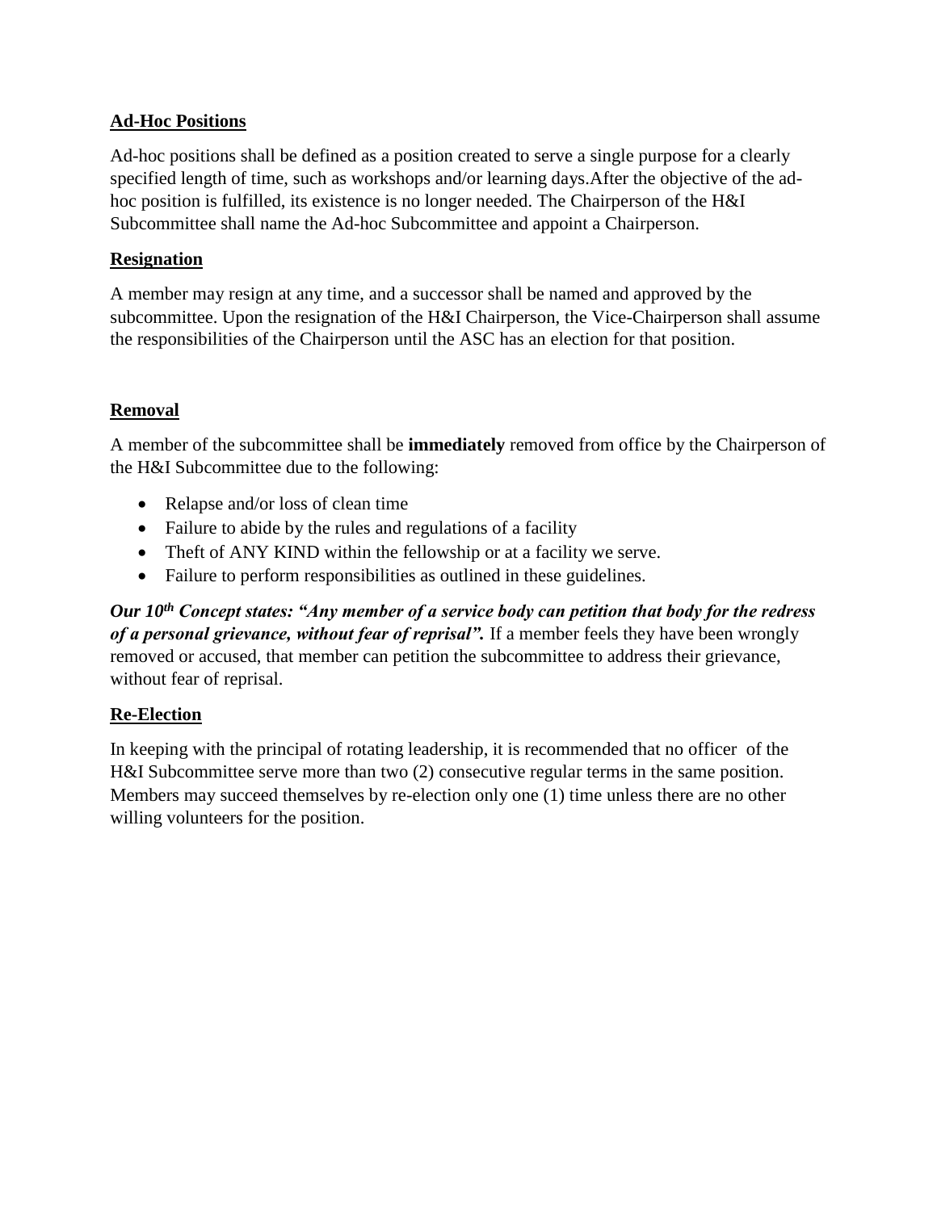**Ad-Hoc Positions**

Ad-hoc positions shall be defined as a position created to serve a single purpose for a clearly specified length of time, such as workshops and/or learning days.After the objective of the ad-hoc position is fulfilled, its existence is no longer needed. The Chairperson of the H&I Subcommittee shall name the Ad-hoc Subcommittee and appoint a Chairperson.

**Resignation**

A member may resign at any time, and a successor shall be named and approved by the subcommittee. Upon the resignation of the H&I Chairperson, the Vice-Chairperson shall assume the responsibilities of the Chairperson until the ASC has an election for that position.

**Removal**

A member of the subcommittee shall be **immediately** removed from office by the Chairperson of the H&I Subcommittee due to the following:

- Relapse and/or loss of clean time
- Failure to abide by the rules and regulations of a facility
- Theft of ANY KIND within the fellowship or at a facility we serve.
- Failure to perform responsibilities as outlined in these guidelines.

***Our 10th Concept states: "Any member of a service body can petition that body for the redress of a personal grievance, without fear of reprisal".*** If a member feels they have been wrongly removed or accused, that member can petition the subcommittee to address their grievance, without fear of reprisal.

**Re-Election**

In keeping with the principal of rotating leadership, it is recommended that no officer of the H&I Subcommittee serve more than two (2) consecutive regular terms in the same position. Members may succeed themselves by re-election only one (1) time unless there are no other willing volunteers for the position.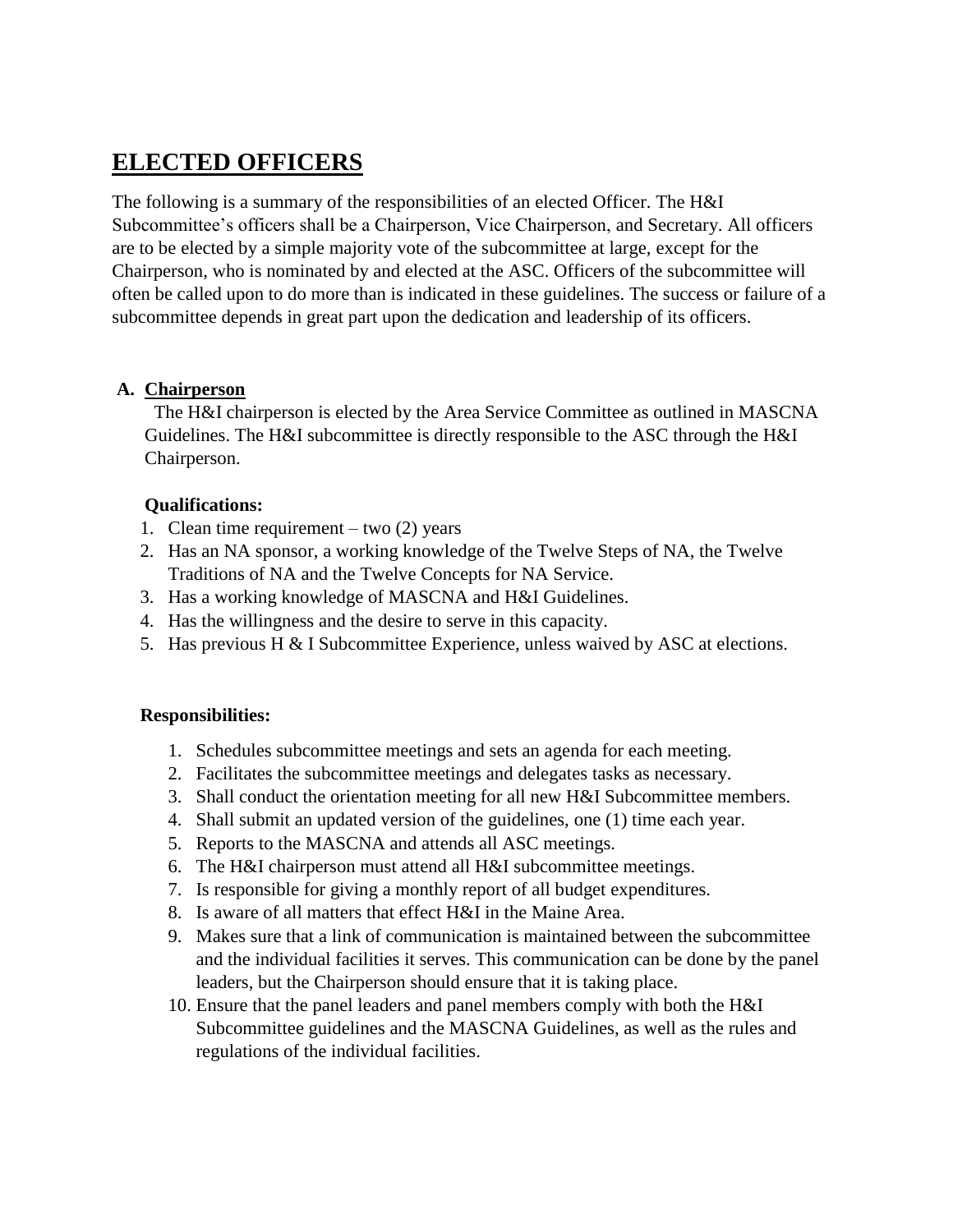# ELECTED OFFICERS

The following is a summary of the responsibilities of an elected Officer. The H&I Subcommittee's officers shall be a Chairperson, Vice Chairperson, and Secretary. All officers are to be elected by a simple majority vote of the subcommittee at large, except for the Chairperson, who is nominated by and elected at the ASC. Officers of the subcommittee will often be called upon to do more than is indicated in these guidelines. The success or failure of a subcommittee depends in great part upon the dedication and leadership of its officers.

## A. Chairperson

The H&I chairperson is elected by the Area Service Committee as outlined in MASCNA Guidelines. The H&I subcommittee is directly responsible to the ASC through the H&I Chairperson.

**Qualifications:**

1. Clean time requirement – two (2) years
2. Has an NA sponsor, a working knowledge of the Twelve Steps of NA, the Twelve Traditions of NA and the Twelve Concepts for NA Service.
3. Has a working knowledge of MASCNA and H&I Guidelines.
4. Has the willingness and the desire to serve in this capacity.
5. Has previous H & I Subcommittee Experience, unless waived by ASC at elections.

**Responsibilities:**

1. Schedules subcommittee meetings and sets an agenda for each meeting.
2. Facilitates the subcommittee meetings and delegates tasks as necessary.
3. Shall conduct the orientation meeting for all new H&I Subcommittee members.
4. Shall submit an updated version of the guidelines, one (1) time each year.
5. Reports to the MASCNA and attends all ASC meetings.
6. The H&I chairperson must attend all H&I subcommittee meetings.
7. Is responsible for giving a monthly report of all budget expenditures.
8. Is aware of all matters that effect H&I in the Maine Area.
9. Makes sure that a link of communication is maintained between the subcommittee and the individual facilities it serves. This communication can be done by the panel leaders, but the Chairperson should ensure that it is taking place.
10. Ensure that the panel leaders and panel members comply with both the H&I Subcommittee guidelines and the MASCNA Guidelines, as well as the rules and regulations of the individual facilities.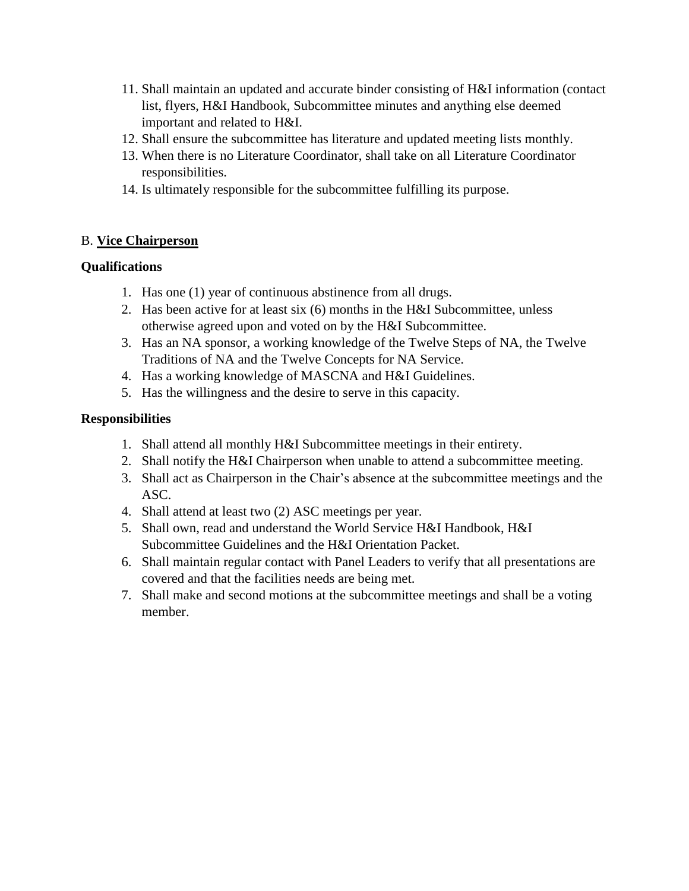11. Shall maintain an updated and accurate binder consisting of H&I information (contact list, flyers, H&I Handbook, Subcommittee minutes and anything else deemed important and related to H&I.
12. Shall ensure the subcommittee has literature and updated meeting lists monthly.
13. When there is no Literature Coordinator, shall take on all Literature Coordinator responsibilities.
14. Is ultimately responsible for the subcommittee fulfilling its purpose.

B. **Vice Chairperson**

**Qualifications**

1. Has one (1) year of continuous abstinence from all drugs.
2. Has been active for at least six (6) months in the H&I Subcommittee, unless otherwise agreed upon and voted on by the H&I Subcommittee.
3. Has an NA sponsor, a working knowledge of the Twelve Steps of NA, the Twelve Traditions of NA and the Twelve Concepts for NA Service.
4. Has a working knowledge of MASCNA and H&I Guidelines.
5. Has the willingness and the desire to serve in this capacity.

**Responsibilities**

1. Shall attend all monthly H&I Subcommittee meetings in their entirety.
2. Shall notify the H&I Chairperson when unable to attend a subcommittee meeting.
3. Shall act as Chairperson in the Chair's absence at the subcommittee meetings and the ASC.
4. Shall attend at least two (2) ASC meetings per year.
5. Shall own, read and understand the World Service H&I Handbook, H&I Subcommittee Guidelines and the H&I Orientation Packet.
6. Shall maintain regular contact with Panel Leaders to verify that all presentations are covered and that the facilities needs are being met.
7. Shall make and second motions at the subcommittee meetings and shall be a voting member.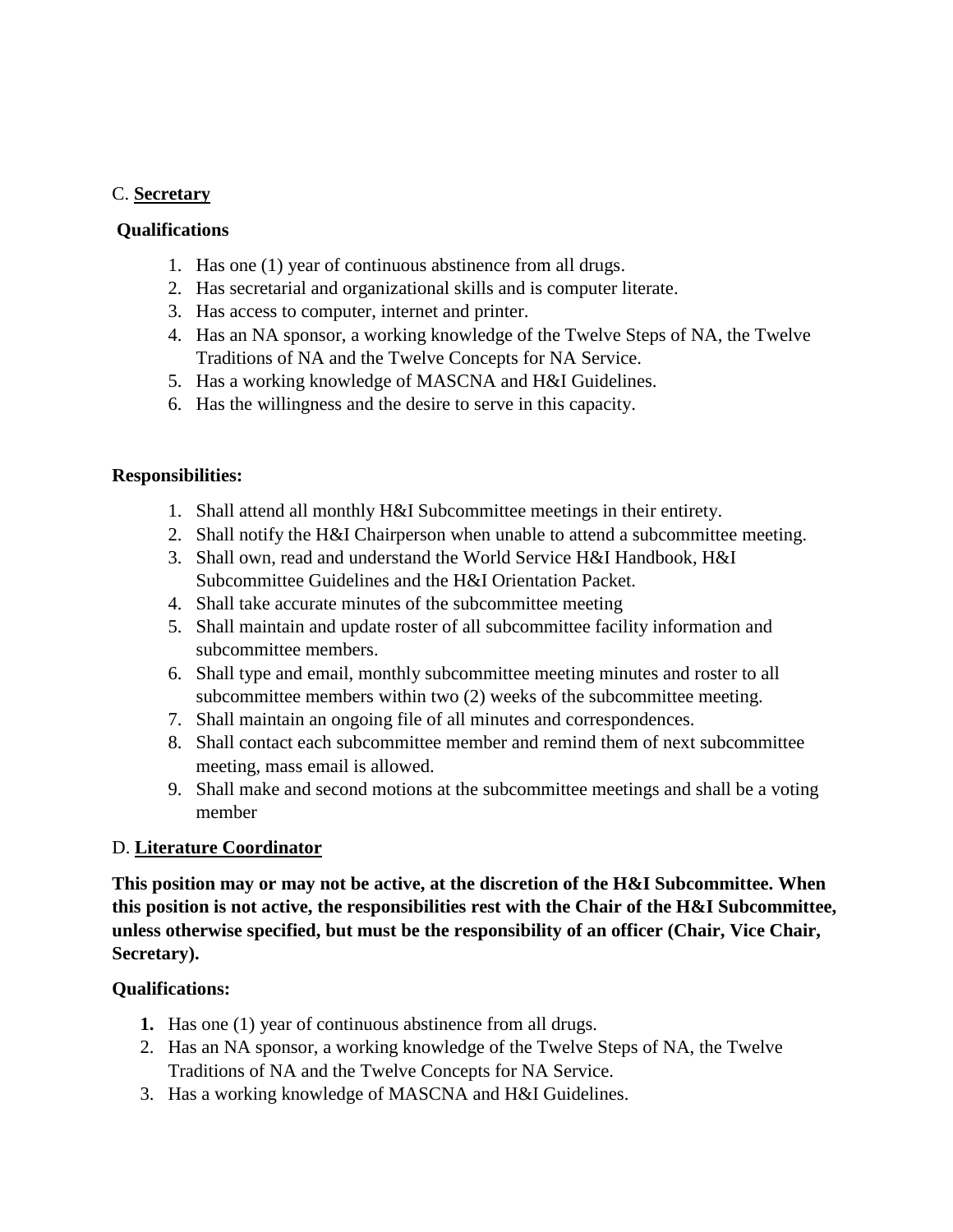C. **<u>Secretary</u>**

**Qualifications**

1. Has one (1) year of continuous abstinence from all drugs.
2. Has secretarial and organizational skills and is computer literate.
3. Has access to computer, internet and printer.
4. Has an NA sponsor, a working knowledge of the Twelve Steps of NA, the Twelve Traditions of NA and the Twelve Concepts for NA Service.
5. Has a working knowledge of MASCNA and H&I Guidelines.
6. Has the willingness and the desire to serve in this capacity.

**Responsibilities:**

1. Shall attend all monthly H&I Subcommittee meetings in their entirety.
2. Shall notify the H&I Chairperson when unable to attend a subcommittee meeting.
3. Shall own, read and understand the World Service H&I Handbook, H&I Subcommittee Guidelines and the H&I Orientation Packet.
4. Shall take accurate minutes of the subcommittee meeting
5. Shall maintain and update roster of all subcommittee facility information and subcommittee members.
6. Shall type and email, monthly subcommittee meeting minutes and roster to all subcommittee members within two (2) weeks of the subcommittee meeting.
7. Shall maintain an ongoing file of all minutes and correspondences.
8. Shall contact each subcommittee member and remind them of next subcommittee meeting, mass email is allowed.
9. Shall make and second motions at the subcommittee meetings and shall be a voting member

D. **<u>Literature Coordinator</u>**

**This position may or may not be active, at the discretion of the H&I Subcommittee. When this position is not active, the responsibilities rest with the Chair of the H&I Subcommittee, unless otherwise specified, but must be the responsibility of an officer (Chair, Vice Chair, Secretary).**

**Qualifications:**

1. Has one (1) year of continuous abstinence from all drugs.
2. Has an NA sponsor, a working knowledge of the Twelve Steps of NA, the Twelve Traditions of NA and the Twelve Concepts for NA Service.
3. Has a working knowledge of MASCNA and H&I Guidelines.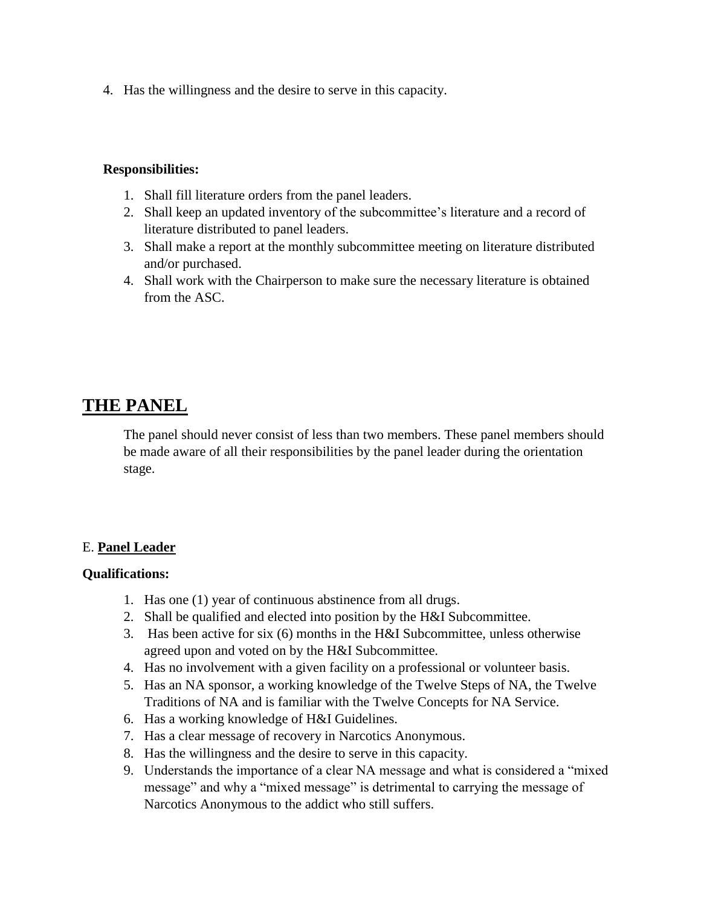4. Has the willingness and the desire to serve in this capacity.

**Responsibilities:**

1. Shall fill literature orders from the panel leaders.
2. Shall keep an updated inventory of the subcommittee's literature and a record of literature distributed to panel leaders.
3. Shall make a report at the monthly subcommittee meeting on literature distributed and/or purchased.
4. Shall work with the Chairperson to make sure the necessary literature is obtained from the ASC.

## THE PANEL

The panel should never consist of less than two members. These panel members should be made aware of all their responsibilities by the panel leader during the orientation stage.

E. **Panel Leader**

**Qualifications:**

1. Has one (1) year of continuous abstinence from all drugs.
2. Shall be qualified and elected into position by the H&I Subcommittee.
3. Has been active for six (6) months in the H&I Subcommittee, unless otherwise agreed upon and voted on by the H&I Subcommittee.
4. Has no involvement with a given facility on a professional or volunteer basis.
5. Has an NA sponsor, a working knowledge of the Twelve Steps of NA, the Twelve Traditions of NA and is familiar with the Twelve Concepts for NA Service.
6. Has a working knowledge of H&I Guidelines.
7. Has a clear message of recovery in Narcotics Anonymous.
8. Has the willingness and the desire to serve in this capacity.
9. Understands the importance of a clear NA message and what is considered a "mixed message" and why a "mixed message" is detrimental to carrying the message of Narcotics Anonymous to the addict who still suffers.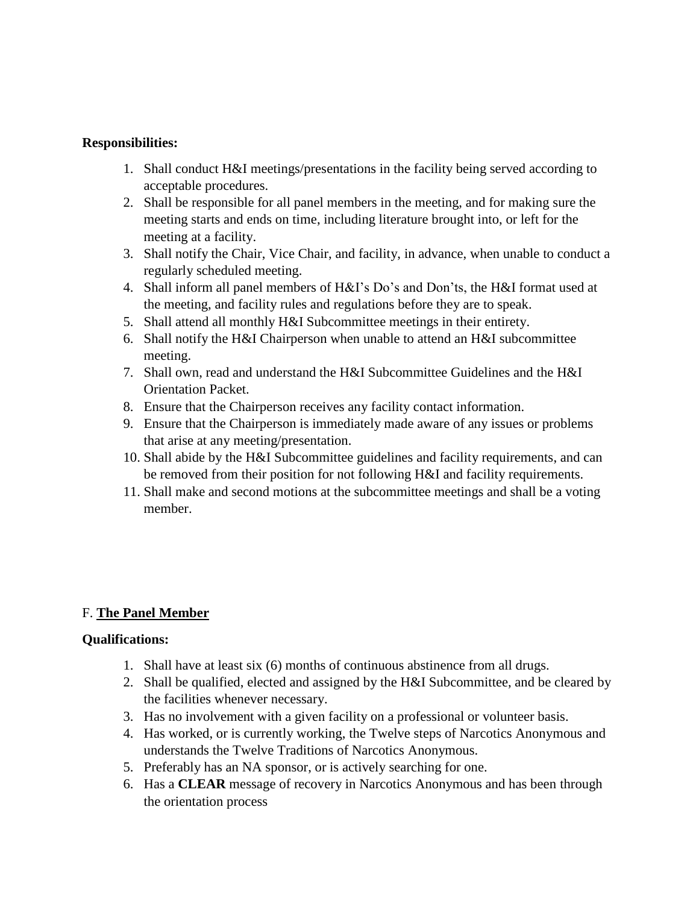**Responsibilities:**

1. Shall conduct H&I meetings/presentations in the facility being served according to acceptable procedures.
2. Shall be responsible for all panel members in the meeting, and for making sure the meeting starts and ends on time, including literature brought into, or left for the meeting at a facility.
3. Shall notify the Chair, Vice Chair, and facility, in advance, when unable to conduct a regularly scheduled meeting.
4. Shall inform all panel members of H&I's Do's and Don'ts, the H&I format used at the meeting, and facility rules and regulations before they are to speak.
5. Shall attend all monthly H&I Subcommittee meetings in their entirety.
6. Shall notify the H&I Chairperson when unable to attend an H&I subcommittee meeting.
7. Shall own, read and understand the H&I Subcommittee Guidelines and the H&I Orientation Packet.
8. Ensure that the Chairperson receives any facility contact information.
9. Ensure that the Chairperson is immediately made aware of any issues or problems that arise at any meeting/presentation.
10. Shall abide by the H&I Subcommittee guidelines and facility requirements, and can be removed from their position for not following H&I and facility requirements.
11. Shall make and second motions at the subcommittee meetings and shall be a voting member.

F. **<u>The Panel Member</u>**

**Qualifications:**

1. Shall have at least six (6) months of continuous abstinence from all drugs.
2. Shall be qualified, elected and assigned by the H&I Subcommittee, and be cleared by the facilities whenever necessary.
3. Has no involvement with a given facility on a professional or volunteer basis.
4. Has worked, or is currently working, the Twelve steps of Narcotics Anonymous and understands the Twelve Traditions of Narcotics Anonymous.
5. Preferably has an NA sponsor, or is actively searching for one.
6. Has a **CLEAR** message of recovery in Narcotics Anonymous and has been through the orientation process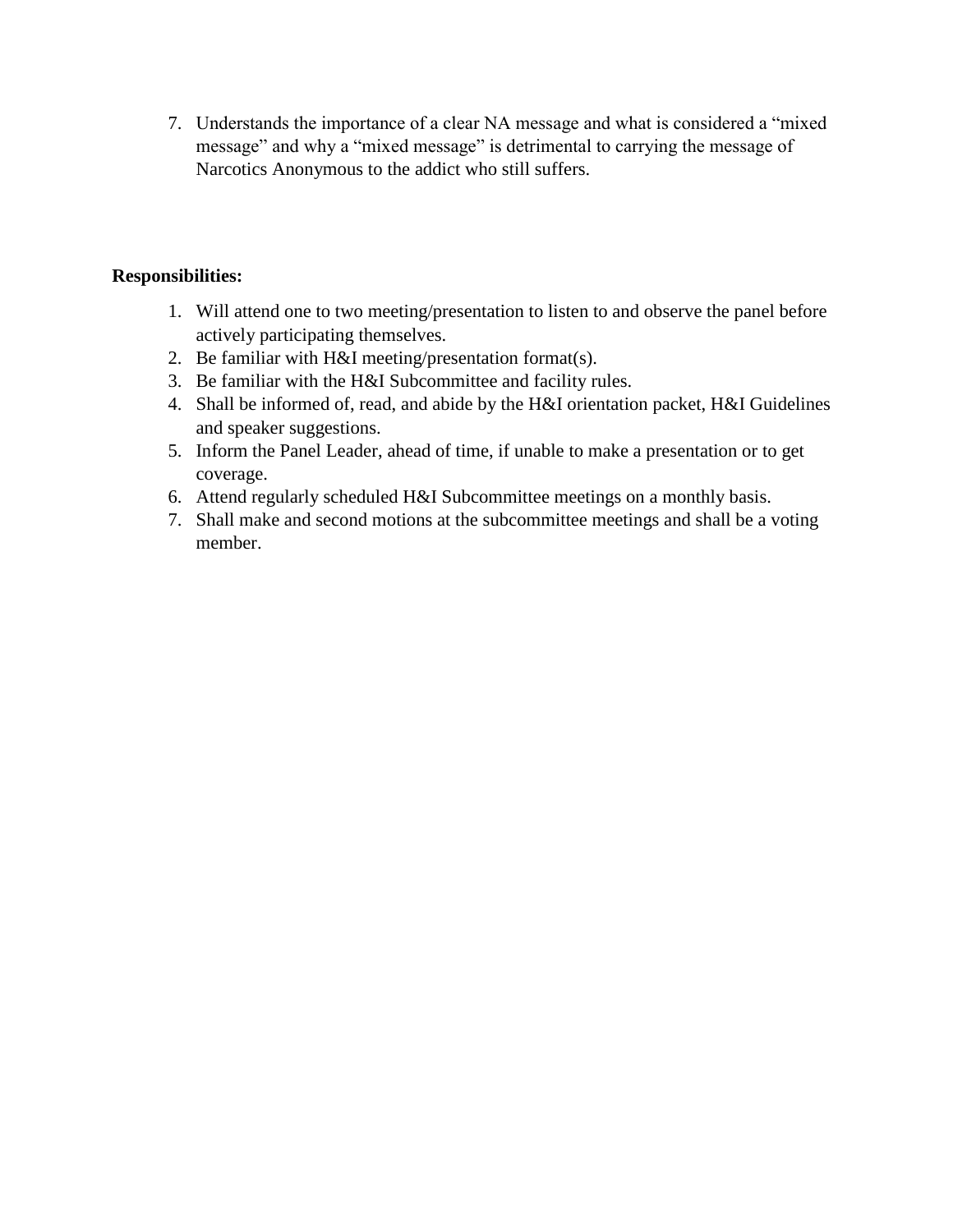7. Understands the importance of a clear NA message and what is considered a "mixed message" and why a "mixed message" is detrimental to carrying the message of Narcotics Anonymous to the addict who still suffers.

**Responsibilities:**

1. Will attend one to two meeting/presentation to listen to and observe the panel before actively participating themselves.
2. Be familiar with H&I meeting/presentation format(s).
3. Be familiar with the H&I Subcommittee and facility rules.
4. Shall be informed of, read, and abide by the H&I orientation packet, H&I Guidelines and speaker suggestions.
5. Inform the Panel Leader, ahead of time, if unable to make a presentation or to get coverage.
6. Attend regularly scheduled H&I Subcommittee meetings on a monthly basis.
7. Shall make and second motions at the subcommittee meetings and shall be a voting member.